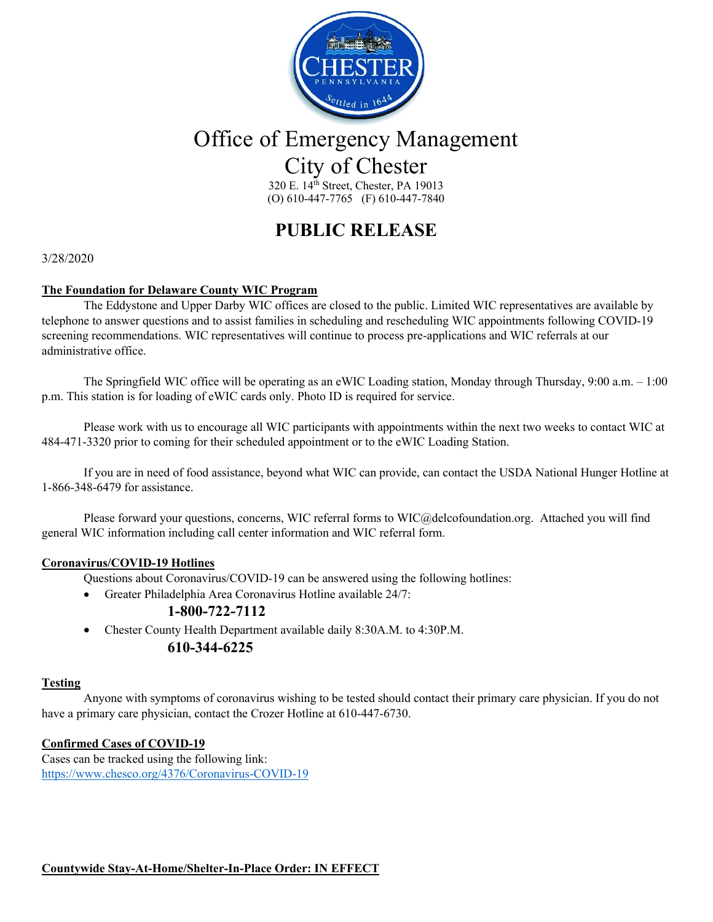# Office of Emergency Management

## City of Chester

320 E. 14th Street, Chester, PA 19013
(O) 610-447-7765 (F) 610-447-7840

# PUBLIC RELEASE

3/28/2020

**The Foundation for Delaware County WIC Program**

The Eddystone and Upper Darby WIC offices are closed to the public. Limited WIC representatives are available by telephone to answer questions and to assist families in scheduling and rescheduling WIC appointments following COVID-19 screening recommendations. WIC representatives will continue to process pre-applications and WIC referrals at our administrative office.

The Springfield WIC office will be operating as an eWIC Loading station, Monday through Thursday, 9:00 a.m. – 1:00 p.m. This station is for loading of eWIC cards only. Photo ID is required for service.

Please work with us to encourage all WIC participants with appointments within the next two weeks to contact WIC at 484-471-3320 prior to coming for their scheduled appointment or to the eWIC Loading Station.

If you are in need of food assistance, beyond what WIC can provide, can contact the USDA National Hunger Hotline at 1-866-348-6479 for assistance.

Please forward your questions, concerns, WIC referral forms to WIC@delcofoundation.org. Attached you will find general WIC information including call center information and WIC referral form.

**Coronavirus/COVID-19 Hotlines**

Questions about Coronavirus/COVID-19 can be answered using the following hotlines:

- Greater Philadelphia Area Coronavirus Hotline available 24/7:
  **1-800-722-7112**
- Chester County Health Department available daily 8:30A.M. to 4:30P.M.
  **610-344-6225**

**Testing**

Anyone with symptoms of coronavirus wishing to be tested should contact their primary care physician. If you do not have a primary care physician, contact the Crozer Hotline at 610-447-6730.

**Confirmed Cases of COVID-19**

Cases can be tracked using the following link:
https://www.chesco.org/4376/Coronavirus-COVID-19

**Countywide Stay-At-Home/Shelter-In-Place Order: IN EFFECT**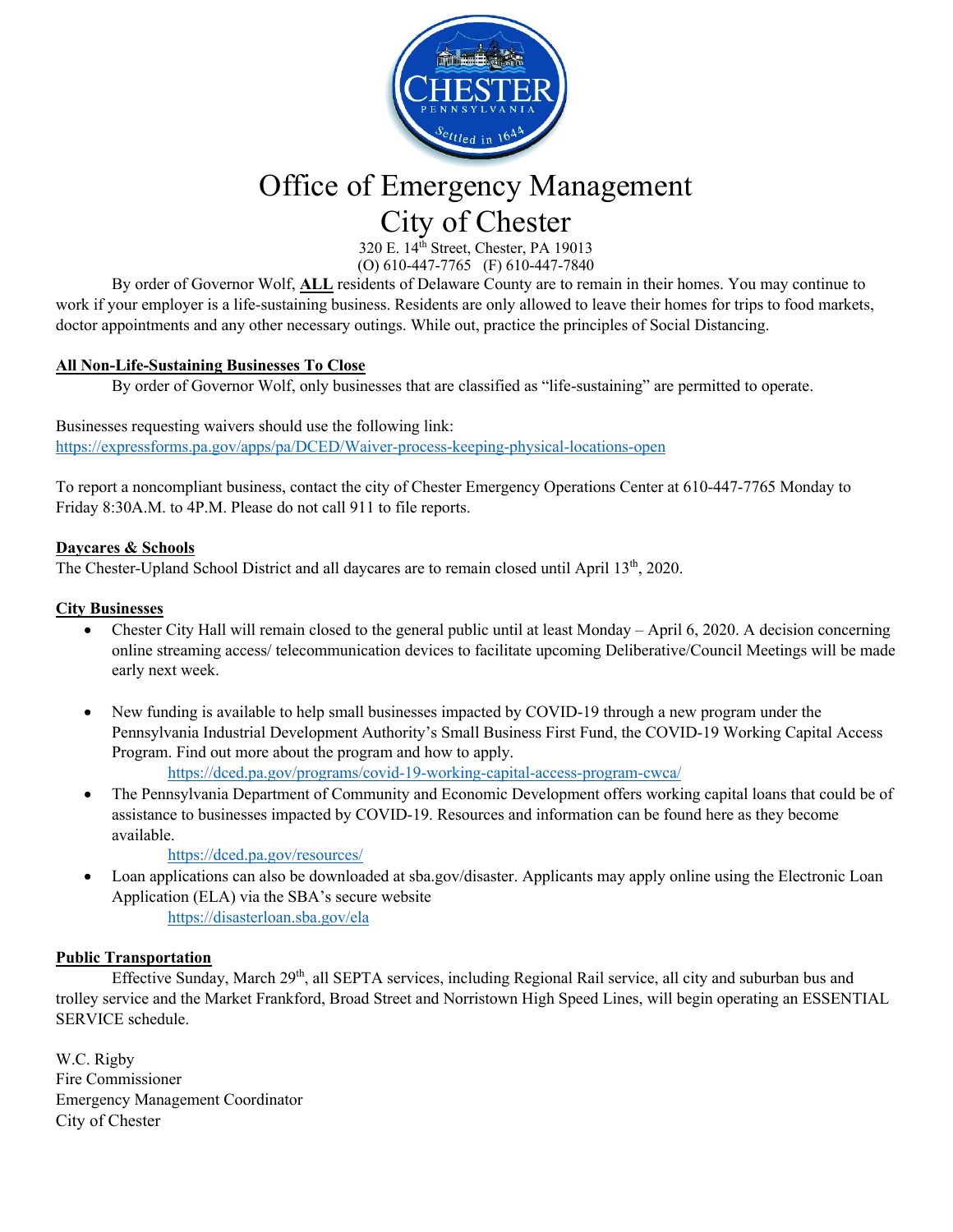# Office of Emergency Management
# City of Chester

320 E. 14th Street, Chester, PA 19013
(O) 610-447-7765 (F) 610-447-7840

By order of Governor Wolf, **ALL** residents of Delaware County are to remain in their homes. You may continue to work if your employer is a life-sustaining business. Residents are only allowed to leave their homes for trips to food markets, doctor appointments and any other necessary outings. While out, practice the principles of Social Distancing.

**All Non-Life-Sustaining Businesses To Close**

By order of Governor Wolf, only businesses that are classified as "life-sustaining" are permitted to operate.

Businesses requesting waivers should use the following link:
https://expressforms.pa.gov/apps/pa/DCED/Waiver-process-keeping-physical-locations-open

To report a noncompliant business, contact the city of Chester Emergency Operations Center at 610-447-7765 Monday to Friday 8:30A.M. to 4P.M. Please do not call 911 to file reports.

**Daycares & Schools**

The Chester-Upland School District and all daycares are to remain closed until April 13th, 2020.

**City Businesses**

- Chester City Hall will remain closed to the general public until at least Monday – April 6, 2020. A decision concerning online streaming access/ telecommunication devices to facilitate upcoming Deliberative/Council Meetings will be made early next week.
- New funding is available to help small businesses impacted by COVID-19 through a new program under the Pennsylvania Industrial Development Authority's Small Business First Fund, the COVID-19 Working Capital Access Program. Find out more about the program and how to apply.
  https://dced.pa.gov/programs/covid-19-working-capital-access-program-cwca/
- The Pennsylvania Department of Community and Economic Development offers working capital loans that could be of assistance to businesses impacted by COVID-19. Resources and information can be found here as they become available.
  https://dced.pa.gov/resources/
- Loan applications can also be downloaded at sba.gov/disaster. Applicants may apply online using the Electronic Loan Application (ELA) via the SBA's secure website
  https://disasterloan.sba.gov/ela

**Public Transportation**

Effective Sunday, March 29th, all SEPTA services, including Regional Rail service, all city and suburban bus and trolley service and the Market Frankford, Broad Street and Norristown High Speed Lines, will begin operating an ESSENTIAL SERVICE schedule.

W.C. Rigby
Fire Commissioner
Emergency Management Coordinator
City of Chester